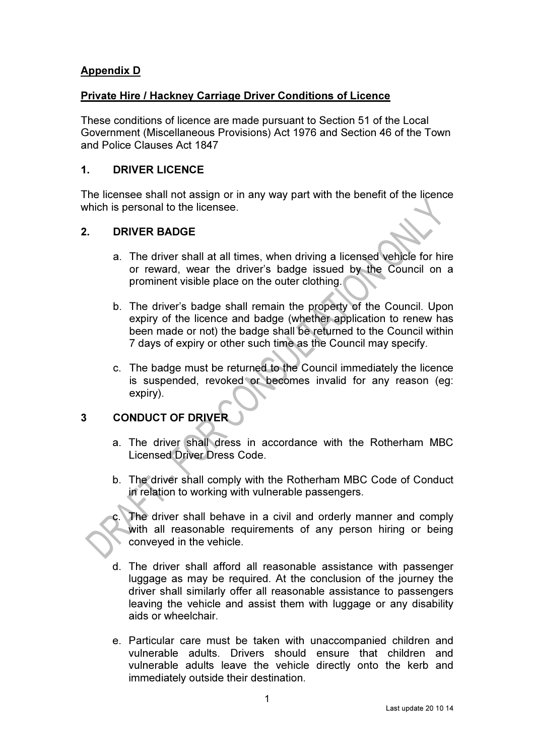**Appendix D**

**Private Hire / Hackney Carriage Driver Conditions of Licence**

These conditions of licence are made pursuant to Section 51 of the Local Government (Miscellaneous Provisions) Act 1976 and Section 46 of the Town and Police Clauses Act 1847

## 1. DRIVER LICENCE

The licensee shall not assign or in any way part with the benefit of the licence which is personal to the licensee.

## 2. DRIVER BADGE

a. The driver shall at all times, when driving a licensed vehicle for hire or reward, wear the driver's badge issued by the Council on a prominent visible place on the outer clothing.

b. The driver's badge shall remain the property of the Council. Upon expiry of the licence and badge (whether application to renew has been made or not) the badge shall be returned to the Council within 7 days of expiry or other such time as the Council may specify.

c. The badge must be returned to the Council immediately the licence is suspended, revoked or becomes invalid for any reason (eg: expiry).

## 3 CONDUCT OF DRIVER

a. The driver shall dress in accordance with the Rotherham MBC Licensed Driver Dress Code.

b. The driver shall comply with the Rotherham MBC Code of Conduct in relation to working with vulnerable passengers.

c. The driver shall behave in a civil and orderly manner and comply with all reasonable requirements of any person hiring or being conveyed in the vehicle.

d. The driver shall afford all reasonable assistance with passenger luggage as may be required. At the conclusion of the journey the driver shall similarly offer all reasonable assistance to passengers leaving the vehicle and assist them with luggage or any disability aids or wheelchair.

e. Particular care must be taken with unaccompanied children and vulnerable adults. Drivers should ensure that children and vulnerable adults leave the vehicle directly onto the kerb and immediately outside their destination.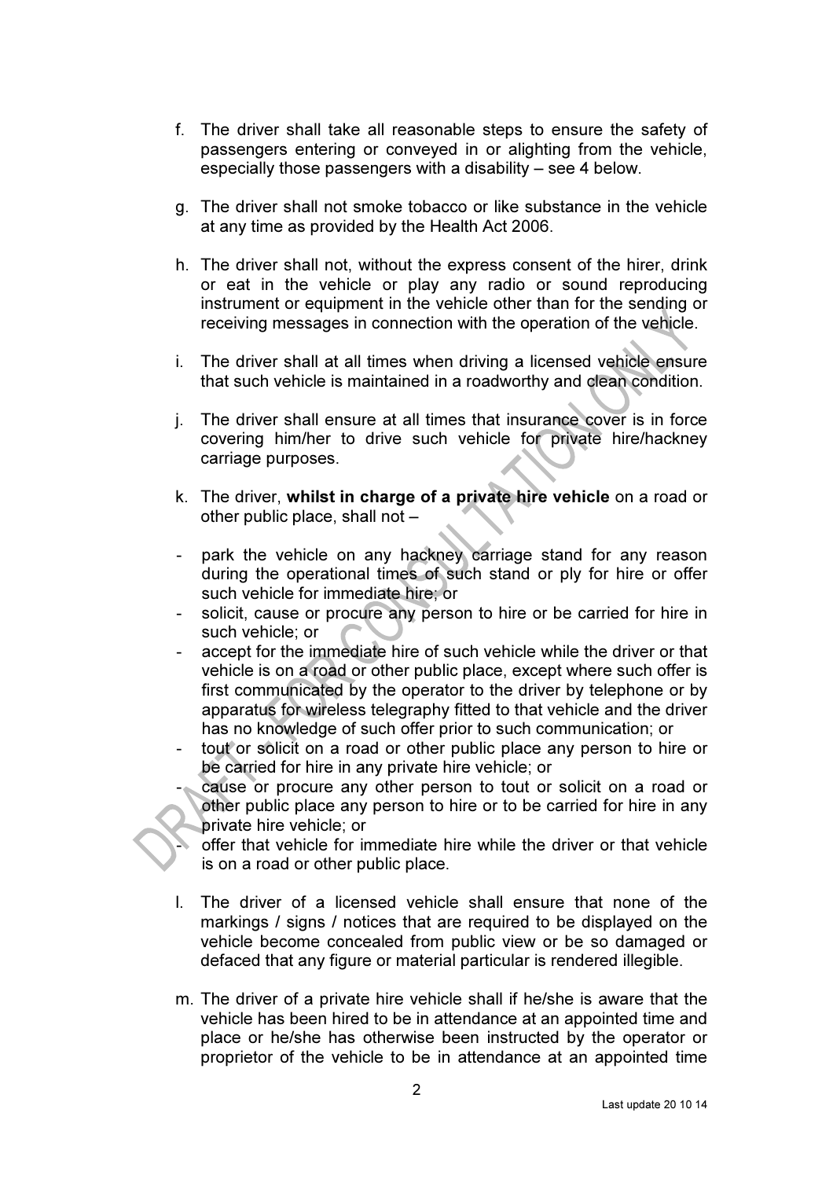f. The driver shall take all reasonable steps to ensure the safety of passengers entering or conveyed in or alighting from the vehicle, especially those passengers with a disability – see 4 below.

g. The driver shall not smoke tobacco or like substance in the vehicle at any time as provided by the Health Act 2006.

h. The driver shall not, without the express consent of the hirer, drink or eat in the vehicle or play any radio or sound reproducing instrument or equipment in the vehicle other than for the sending or receiving messages in connection with the operation of the vehicle.

i. The driver shall at all times when driving a licensed vehicle ensure that such vehicle is maintained in a roadworthy and clean condition.

j. The driver shall ensure at all times that insurance cover is in force covering him/her to drive such vehicle for private hire/hackney carriage purposes.

k. The driver, **whilst in charge of a private hire vehicle** on a road or other public place, shall not –

- park the vehicle on any hackney carriage stand for any reason during the operational times of such stand or ply for hire or offer such vehicle for immediate hire; or
- solicit, cause or procure any person to hire or be carried for hire in such vehicle; or
- accept for the immediate hire of such vehicle while the driver or that vehicle is on a road or other public place, except where such offer is first communicated by the operator to the driver by telephone or by apparatus for wireless telegraphy fitted to that vehicle and the driver has no knowledge of such offer prior to such communication; or
- tout or solicit on a road or other public place any person to hire or be carried for hire in any private hire vehicle; or
- cause or procure any other person to tout or solicit on a road or other public place any person to hire or to be carried for hire in any private hire vehicle; or
- offer that vehicle for immediate hire while the driver or that vehicle is on a road or other public place.

l. The driver of a licensed vehicle shall ensure that none of the markings / signs / notices that are required to be displayed on the vehicle become concealed from public view or be so damaged or defaced that any figure or material particular is rendered illegible.

m. The driver of a private hire vehicle shall if he/she is aware that the vehicle has been hired to be in attendance at an appointed time and place or he/she has otherwise been instructed by the operator or proprietor of the vehicle to be in attendance at an appointed time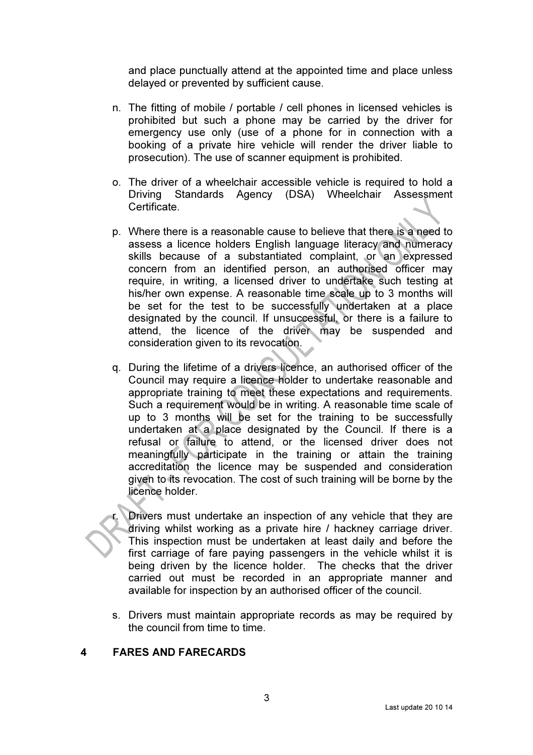and place punctually attend at the appointed time and place unless delayed or prevented by sufficient cause.

n. The fitting of mobile / portable / cell phones in licensed vehicles is prohibited but such a phone may be carried by the driver for emergency use only (use of a phone for in connection with a booking of a private hire vehicle will render the driver liable to prosecution). The use of scanner equipment is prohibited.

o. The driver of a wheelchair accessible vehicle is required to hold a Driving Standards Agency (DSA) Wheelchair Assessment Certificate.

p. Where there is a reasonable cause to believe that there is a need to assess a licence holders English language literacy and numeracy skills because of a substantiated complaint, or an expressed concern from an identified person, an authorised officer may require, in writing, a licensed driver to undertake such testing at his/her own expense. A reasonable time scale up to 3 months will be set for the test to be successfully undertaken at a place designated by the council. If unsuccessful, or there is a failure to attend, the licence of the driver may be suspended and consideration given to its revocation.

q. During the lifetime of a drivers licence, an authorised officer of the Council may require a licence holder to undertake reasonable and appropriate training to meet these expectations and requirements. Such a requirement would be in writing. A reasonable time scale of up to 3 months will be set for the training to be successfully undertaken at a place designated by the Council. If there is a refusal or failure to attend, or the licensed driver does not meaningfully participate in the training or attain the training accreditation the licence may be suspended and consideration given to its revocation. The cost of such training will be borne by the licence holder.

r. Drivers must undertake an inspection of any vehicle that they are driving whilst working as a private hire / hackney carriage driver. This inspection must be undertaken at least daily and before the first carriage of fare paying passengers in the vehicle whilst it is being driven by the licence holder. The checks that the driver carried out must be recorded in an appropriate manner and available for inspection by an authorised officer of the council.

s. Drivers must maintain appropriate records as may be required by the council from time to time.

## 4 FARES AND FARECARDS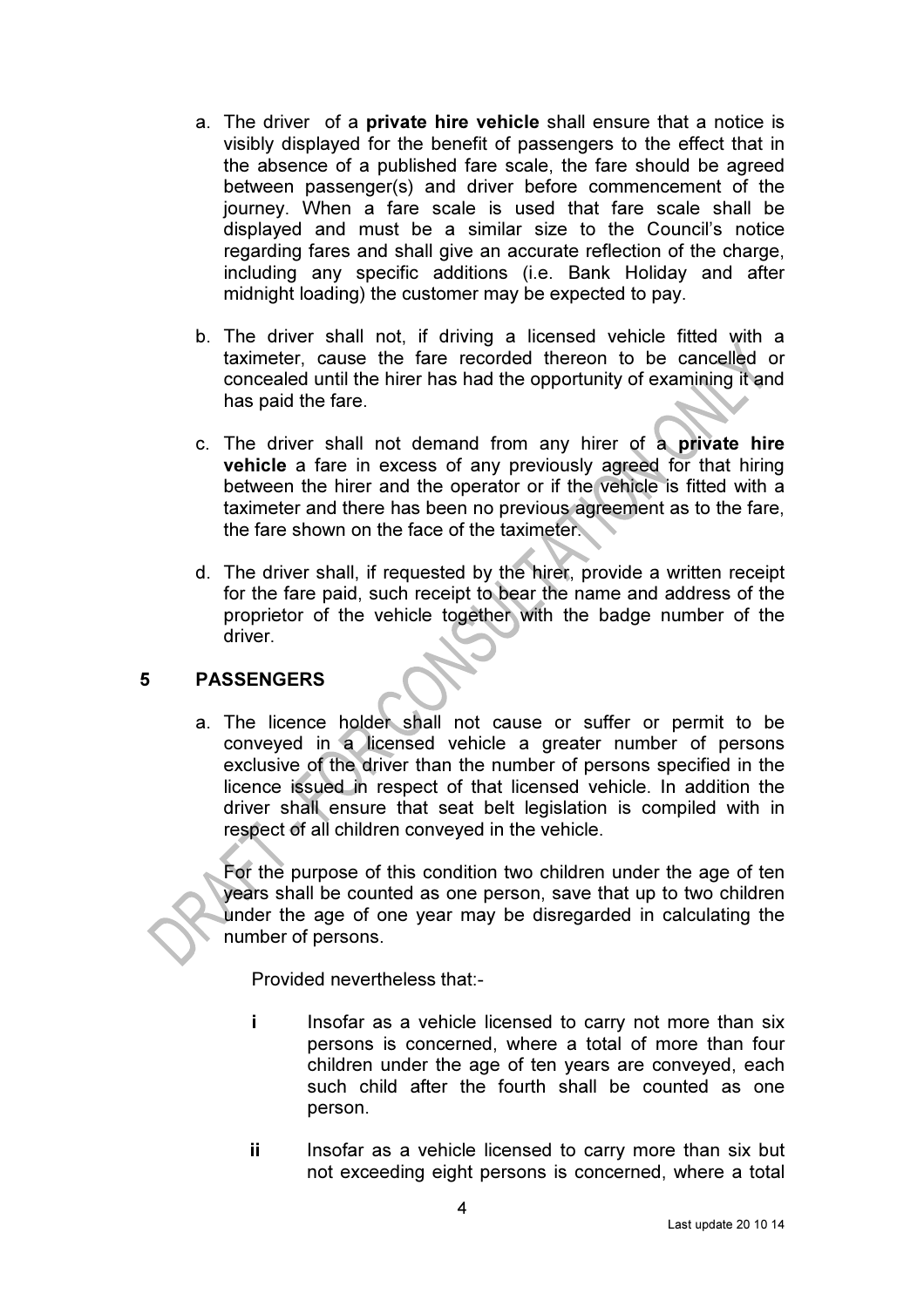a. The driver of a **private hire vehicle** shall ensure that a notice is visibly displayed for the benefit of passengers to the effect that in the absence of a published fare scale, the fare should be agreed between passenger(s) and driver before commencement of the journey. When a fare scale is used that fare scale shall be displayed and must be a similar size to the Council's notice regarding fares and shall give an accurate reflection of the charge, including any specific additions (i.e. Bank Holiday and after midnight loading) the customer may be expected to pay.

b. The driver shall not, if driving a licensed vehicle fitted with a taximeter, cause the fare recorded thereon to be cancelled or concealed until the hirer has had the opportunity of examining it and has paid the fare.

c. The driver shall not demand from any hirer of a **private hire vehicle** a fare in excess of any previously agreed for that hiring between the hirer and the operator or if the vehicle is fitted with a taximeter and there has been no previous agreement as to the fare, the fare shown on the face of the taximeter.

d. The driver shall, if requested by the hirer, provide a written receipt for the fare paid, such receipt to bear the name and address of the proprietor of the vehicle together with the badge number of the driver.

## 5 PASSENGERS

a. The licence holder shall not cause or suffer or permit to be conveyed in a licensed vehicle a greater number of persons exclusive of the driver than the number of persons specified in the licence issued in respect of that licensed vehicle. In addition the driver shall ensure that seat belt legislation is compiled with in respect of all children conveyed in the vehicle.

For the purpose of this condition two children under the age of ten years shall be counted as one person, save that up to two children under the age of one year may be disregarded in calculating the number of persons.

Provided nevertheless that:-

- **i** Insofar as a vehicle licensed to carry not more than six persons is concerned, where a total of more than four children under the age of ten years are conveyed, each such child after the fourth shall be counted as one person.

- **ii** Insofar as a vehicle licensed to carry more than six but not exceeding eight persons is concerned, where a total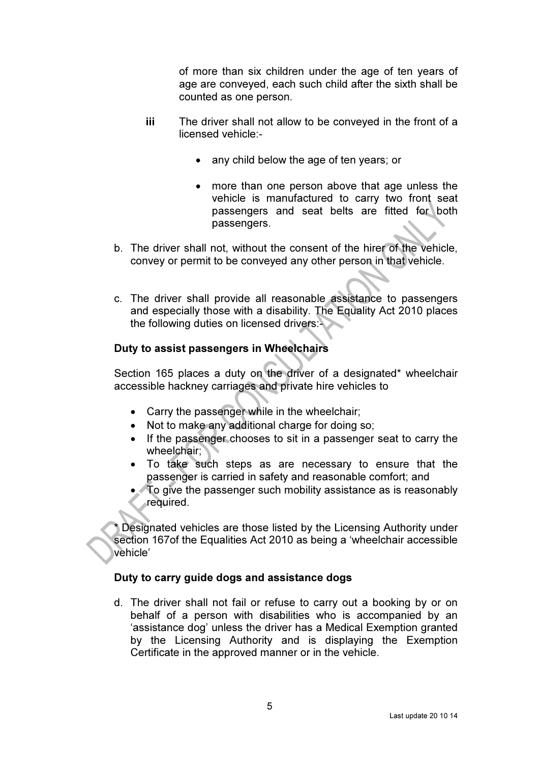of more than six children under the age of ten years of age are conveyed, each such child after the sixth shall be counted as one person.

**iii** The driver shall not allow to be conveyed in the front of a licensed vehicle:-

- any child below the age of ten years; or
- more than one person above that age unless the vehicle is manufactured to carry two front seat passengers and seat belts are fitted for both passengers.

b. The driver shall not, without the consent of the hirer of the vehicle, convey or permit to be conveyed any other person in that vehicle.

c. The driver shall provide all reasonable assistance to passengers and especially those with a disability. The Equality Act 2010 places the following duties on licensed drivers:-

**Duty to assist passengers in Wheelchairs**

Section 165 places a duty on the driver of a designated* wheelchair accessible hackney carriages and private hire vehicles to

- Carry the passenger while in the wheelchair;
- Not to make any additional charge for doing so;
- If the passenger chooses to sit in a passenger seat to carry the wheelchair;
- To take such steps as are necessary to ensure that the passenger is carried in safety and reasonable comfort; and
- To give the passenger such mobility assistance as is reasonably required.

* Designated vehicles are those listed by the Licensing Authority under section 167of the Equalities Act 2010 as being a 'wheelchair accessible vehicle'

**Duty to carry guide dogs and assistance dogs**

d. The driver shall not fail or refuse to carry out a booking by or on behalf of a person with disabilities who is accompanied by an 'assistance dog' unless the driver has a Medical Exemption granted by the Licensing Authority and is displaying the Exemption Certificate in the approved manner or in the vehicle.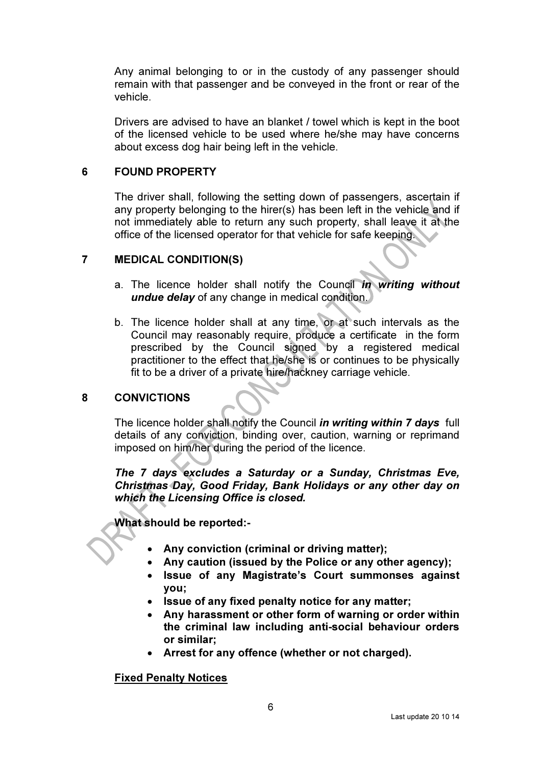Any animal belonging to or in the custody of any passenger should remain with that passenger and be conveyed in the front or rear of the vehicle.

Drivers are advised to have an blanket / towel which is kept in the boot of the licensed vehicle to be used where he/she may have concerns about excess dog hair being left in the vehicle.

## 6 FOUND PROPERTY

The driver shall, following the setting down of passengers, ascertain if any property belonging to the hirer(s) has been left in the vehicle and if not immediately able to return any such property, shall leave it at the office of the licensed operator for that vehicle for safe keeping.

## 7 MEDICAL CONDITION(S)

a. The licence holder shall notify the Council ***in writing without undue delay*** of any change in medical condition.

b. The licence holder shall at any time, or at such intervals as the Council may reasonably require, produce a certificate in the form prescribed by the Council signed by a registered medical practitioner to the effect that he/she is or continues to be physically fit to be a driver of a private hire/hackney carriage vehicle.

## 8 CONVICTIONS

The licence holder shall notify the Council ***in writing within 7 days*** full details of any conviction, binding over, caution, warning or reprimand imposed on him/her during the period of the licence.

***The 7 days excludes a Saturday or a Sunday, Christmas Eve, Christmas Day, Good Friday, Bank Holidays or any other day on which the Licensing Office is closed.***

**What should be reported:-**

- **Any conviction (criminal or driving matter);**
- **Any caution (issued by the Police or any other agency);**
- **Issue of any Magistrate's Court summonses against you;**
- **Issue of any fixed penalty notice for any matter;**
- **Any harassment or other form of warning or order within the criminal law including anti-social behaviour orders or similar;**
- **Arrest for any offence (whether or not charged).**

**<u>Fixed Penalty Notices</u>**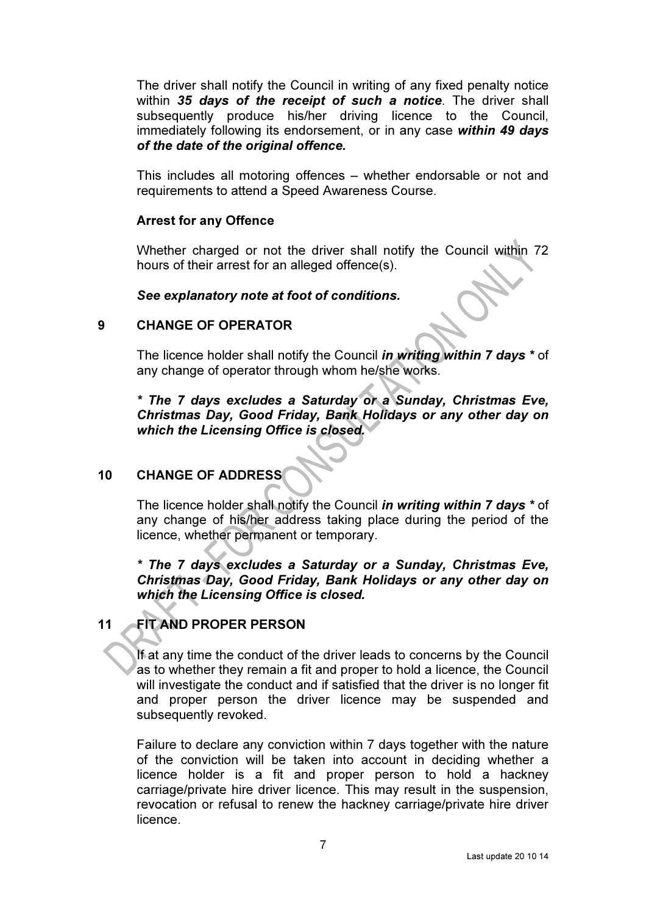The driver shall notify the Council in writing of any fixed penalty notice within ***35 days of the receipt of such a notice***. The driver shall subsequently produce his/her driving licence to the Council, immediately following its endorsement, or in any case ***within 49 days of the date of the original offence.***

This includes all motoring offences – whether endorsable or not and requirements to attend a Speed Awareness Course.

**Arrest for any Offence**

Whether charged or not the driver shall notify the Council within 72 hours of their arrest for an alleged offence(s).

***See explanatory note at foot of conditions.***

## 9 CHANGE OF OPERATOR

The licence holder shall notify the Council ***in writing within 7 days \**** of any change of operator through whom he/she works.

***\* The 7 days excludes a Saturday or a Sunday, Christmas Eve, Christmas Day, Good Friday, Bank Holidays or any other day on which the Licensing Office is closed.***

## 10 CHANGE OF ADDRESS

The licence holder shall notify the Council ***in writing within 7 days \**** of any change of his/her address taking place during the period of the licence, whether permanent or temporary.

***\* The 7 days excludes a Saturday or a Sunday, Christmas Eve, Christmas Day, Good Friday, Bank Holidays or any other day on which the Licensing Office is closed.***

## 11 FIT AND PROPER PERSON

If at any time the conduct of the driver leads to concerns by the Council as to whether they remain a fit and proper to hold a licence, the Council will investigate the conduct and if satisfied that the driver is no longer fit and proper person the driver licence may be suspended and subsequently revoked.

Failure to declare any conviction within 7 days together with the nature of the conviction will be taken into account in deciding whether a licence holder is a fit and proper person to hold a hackney carriage/private hire driver licence. This may result in the suspension, revocation or refusal to renew the hackney carriage/private hire driver licence.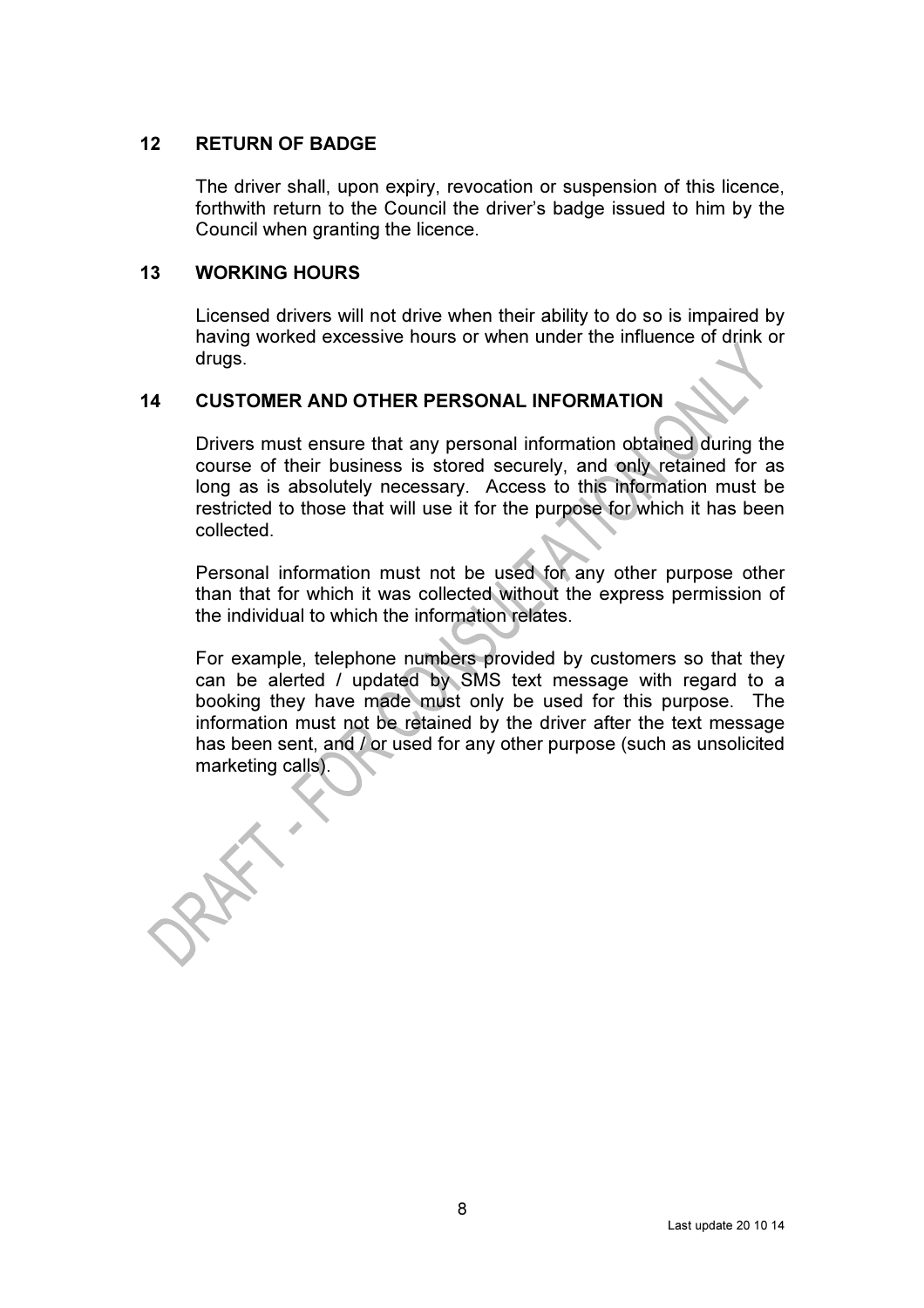## 12 RETURN OF BADGE

The driver shall, upon expiry, revocation or suspension of this licence, forthwith return to the Council the driver's badge issued to him by the Council when granting the licence.

## 13 WORKING HOURS

Licensed drivers will not drive when their ability to do so is impaired by having worked excessive hours or when under the influence of drink or drugs.

## 14 CUSTOMER AND OTHER PERSONAL INFORMATION

Drivers must ensure that any personal information obtained during the course of their business is stored securely, and only retained for as long as is absolutely necessary. Access to this information must be restricted to those that will use it for the purpose for which it has been collected.

Personal information must not be used for any other purpose other than that for which it was collected without the express permission of the individual to which the information relates.

For example, telephone numbers provided by customers so that they can be alerted / updated by SMS text message with regard to a booking they have made must only be used for this purpose. The information must not be retained by the driver after the text message has been sent, and / or used for any other purpose (such as unsolicited marketing calls).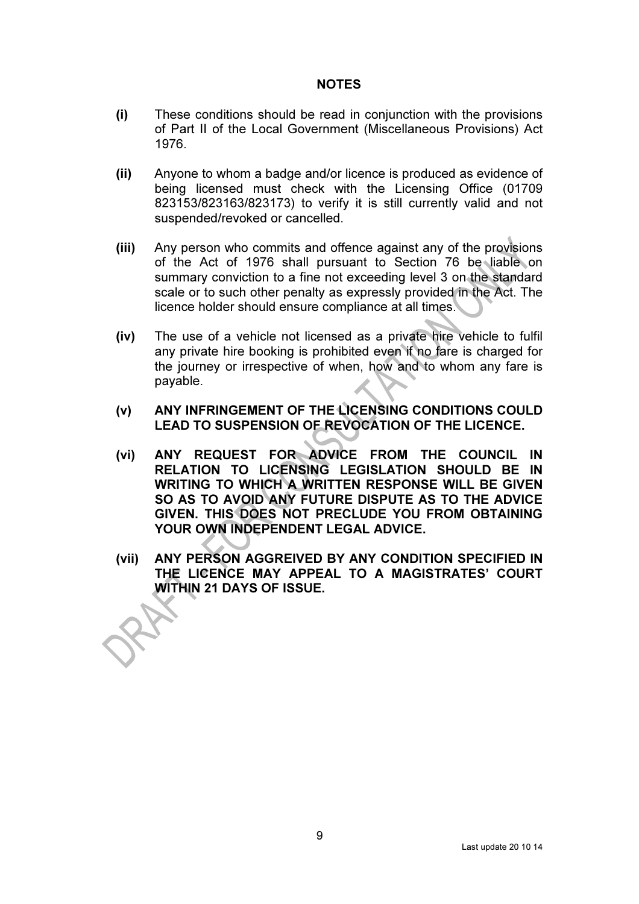**NOTES**

**(i)** These conditions should be read in conjunction with the provisions of Part II of the Local Government (Miscellaneous Provisions) Act 1976.

**(ii)** Anyone to whom a badge and/or licence is produced as evidence of being licensed must check with the Licensing Office (01709 823153/823163/823173) to verify it is still currently valid and not suspended/revoked or cancelled.

**(iii)** Any person who commits and offence against any of the provisions of the Act of 1976 shall pursuant to Section 76 be liable on summary conviction to a fine not exceeding level 3 on the standard scale or to such other penalty as expressly provided in the Act. The licence holder should ensure compliance at all times.

**(iv)** The use of a vehicle not licensed as a private hire vehicle to fulfil any private hire booking is prohibited even if no fare is charged for the journey or irrespective of when, how and to whom any fare is payable.

**(v)** **ANY INFRINGEMENT OF THE LICENSING CONDITIONS COULD LEAD TO SUSPENSION OF REVOCATION OF THE LICENCE.**

**(vi)** **ANY REQUEST FOR ADVICE FROM THE COUNCIL IN RELATION TO LICENSING LEGISLATION SHOULD BE IN WRITING TO WHICH A WRITTEN RESPONSE WILL BE GIVEN SO AS TO AVOID ANY FUTURE DISPUTE AS TO THE ADVICE GIVEN. THIS DOES NOT PRECLUDE YOU FROM OBTAINING YOUR OWN INDEPENDENT LEGAL ADVICE.**

**(vii)** **ANY PERSON AGGREIVED BY ANY CONDITION SPECIFIED IN THE LICENCE MAY APPEAL TO A MAGISTRATES' COURT WITHIN 21 DAYS OF ISSUE.**